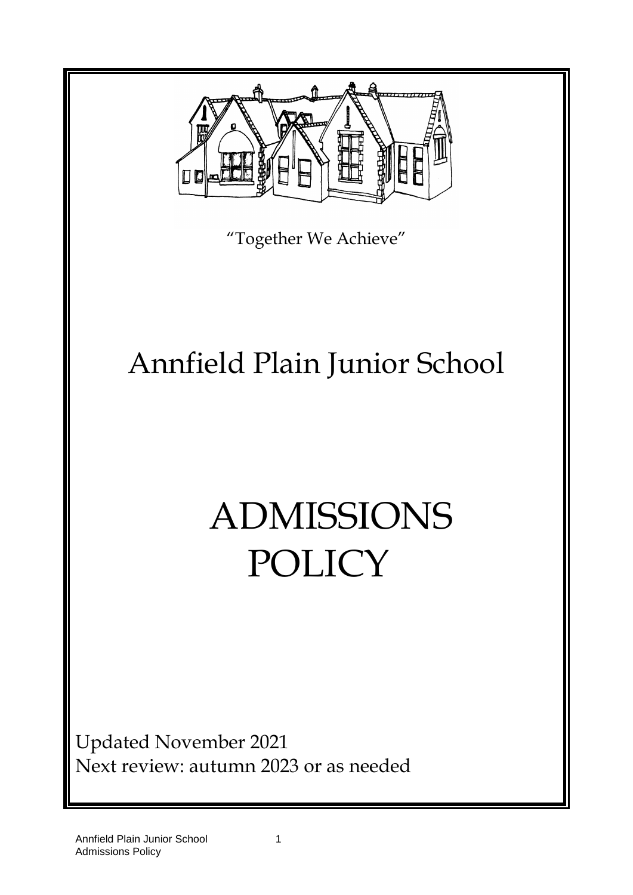"Together We Achieve"

# Annfield Plain Junior School

# ADMISSIONS POLICY

Updated November 2021
Next review: autumn 2023 or as needed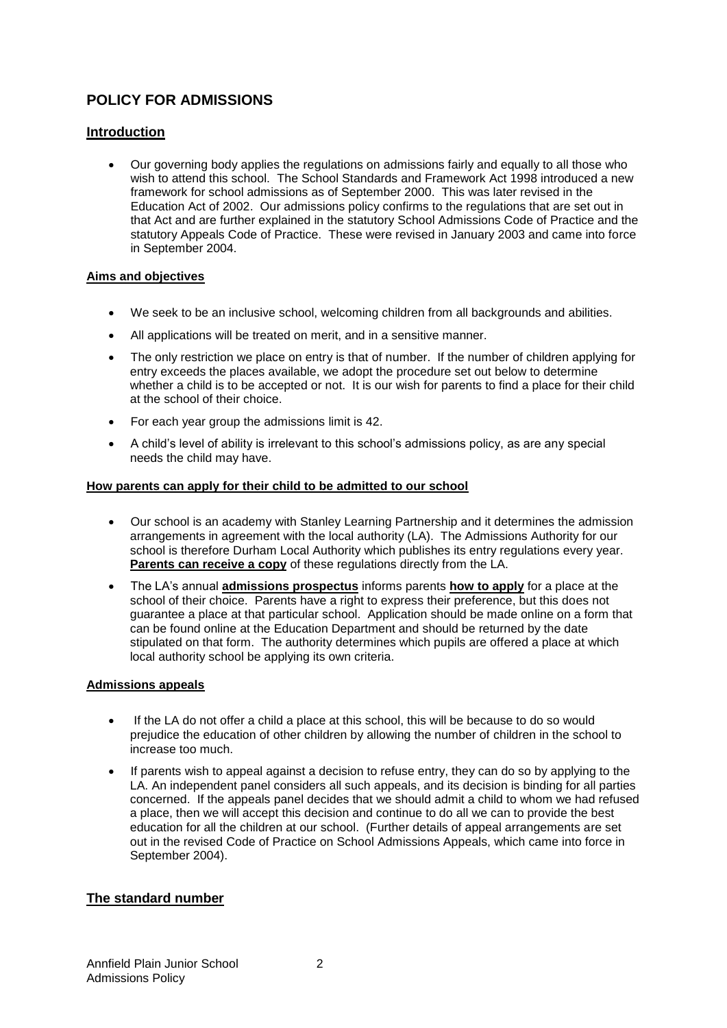## POLICY FOR ADMISSIONS

### Introduction

- Our governing body applies the regulations on admissions fairly and equally to all those who wish to attend this school. The School Standards and Framework Act 1998 introduced a new framework for school admissions as of September 2000. This was later revised in the Education Act of 2002. Our admissions policy confirms to the regulations that are set out in that Act and are further explained in the statutory School Admissions Code of Practice and the statutory Appeals Code of Practice. These were revised in January 2003 and came into force in September 2004.

#### Aims and objectives

- We seek to be an inclusive school, welcoming children from all backgrounds and abilities.
- All applications will be treated on merit, and in a sensitive manner.
- The only restriction we place on entry is that of number. If the number of children applying for entry exceeds the places available, we adopt the procedure set out below to determine whether a child is to be accepted or not. It is our wish for parents to find a place for their child at the school of their choice.
- For each year group the admissions limit is 42.
- A child's level of ability is irrelevant to this school's admissions policy, as are any special needs the child may have.

#### How parents can apply for their child to be admitted to our school

- Our school is an academy with Stanley Learning Partnership and it determines the admission arrangements in agreement with the local authority (LA). The Admissions Authority for our school is therefore Durham Local Authority which publishes its entry regulations every year. **Parents can receive a copy** of these regulations directly from the LA.
- The LA's annual **admissions prospectus** informs parents **how to apply** for a place at the school of their choice. Parents have a right to express their preference, but this does not guarantee a place at that particular school. Application should be made online on a form that can be found online at the Education Department and should be returned by the date stipulated on that form. The authority determines which pupils are offered a place at which local authority school be applying its own criteria.

#### Admissions appeals

- If the LA do not offer a child a place at this school, this will be because to do so would prejudice the education of other children by allowing the number of children in the school to increase too much.
- If parents wish to appeal against a decision to refuse entry, they can do so by applying to the LA. An independent panel considers all such appeals, and its decision is binding for all parties concerned. If the appeals panel decides that we should admit a child to whom we had refused a place, then we will accept this decision and continue to do all we can to provide the best education for all the children at our school. (Further details of appeal arrangements are set out in the revised Code of Practice on School Admissions Appeals, which came into force in September 2004).

### The standard number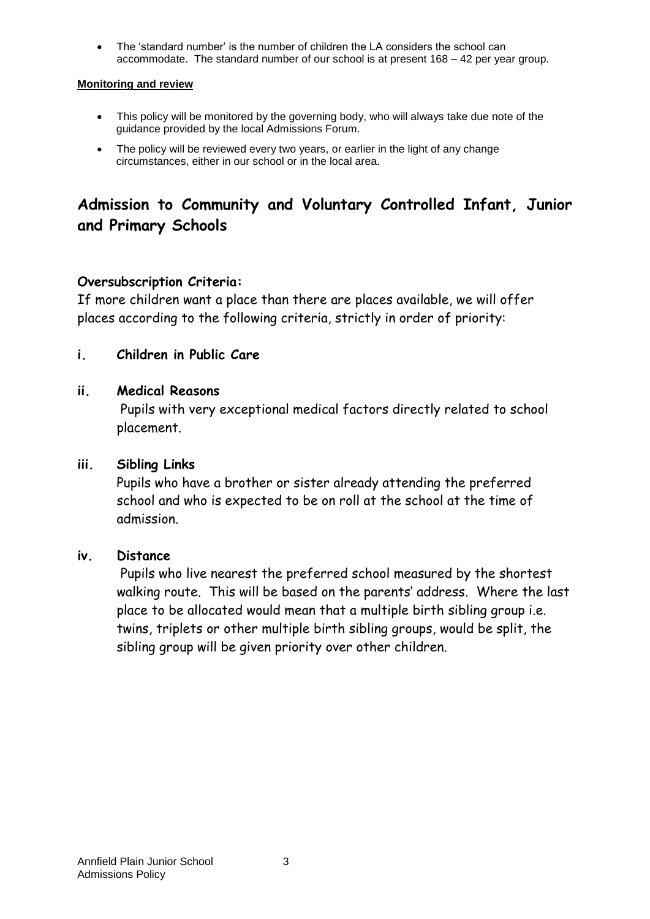- The 'standard number' is the number of children the LA considers the school can accommodate. The standard number of our school is at present 168 – 42 per year group.

**Monitoring and review**

- This policy will be monitored by the governing body, who will always take due note of the guidance provided by the local Admissions Forum.
- The policy will be reviewed every two years, or earlier in the light of any change circumstances, either in our school or in the local area.

## Admission to Community and Voluntary Controlled Infant, Junior and Primary Schools

### Oversubscription Criteria:

If more children want a place than there are places available, we will offer places according to the following criteria, strictly in order of priority:

**i. Children in Public Care**

**ii. Medical Reasons**

Pupils with very exceptional medical factors directly related to school placement.

**iii. Sibling Links**

Pupils who have a brother or sister already attending the preferred school and who is expected to be on roll at the school at the time of admission.

**iv. Distance**

Pupils who live nearest the preferred school measured by the shortest walking route. This will be based on the parents' address. Where the last place to be allocated would mean that a multiple birth sibling group i.e. twins, triplets or other multiple birth sibling groups, would be split, the sibling group will be given priority over other children.